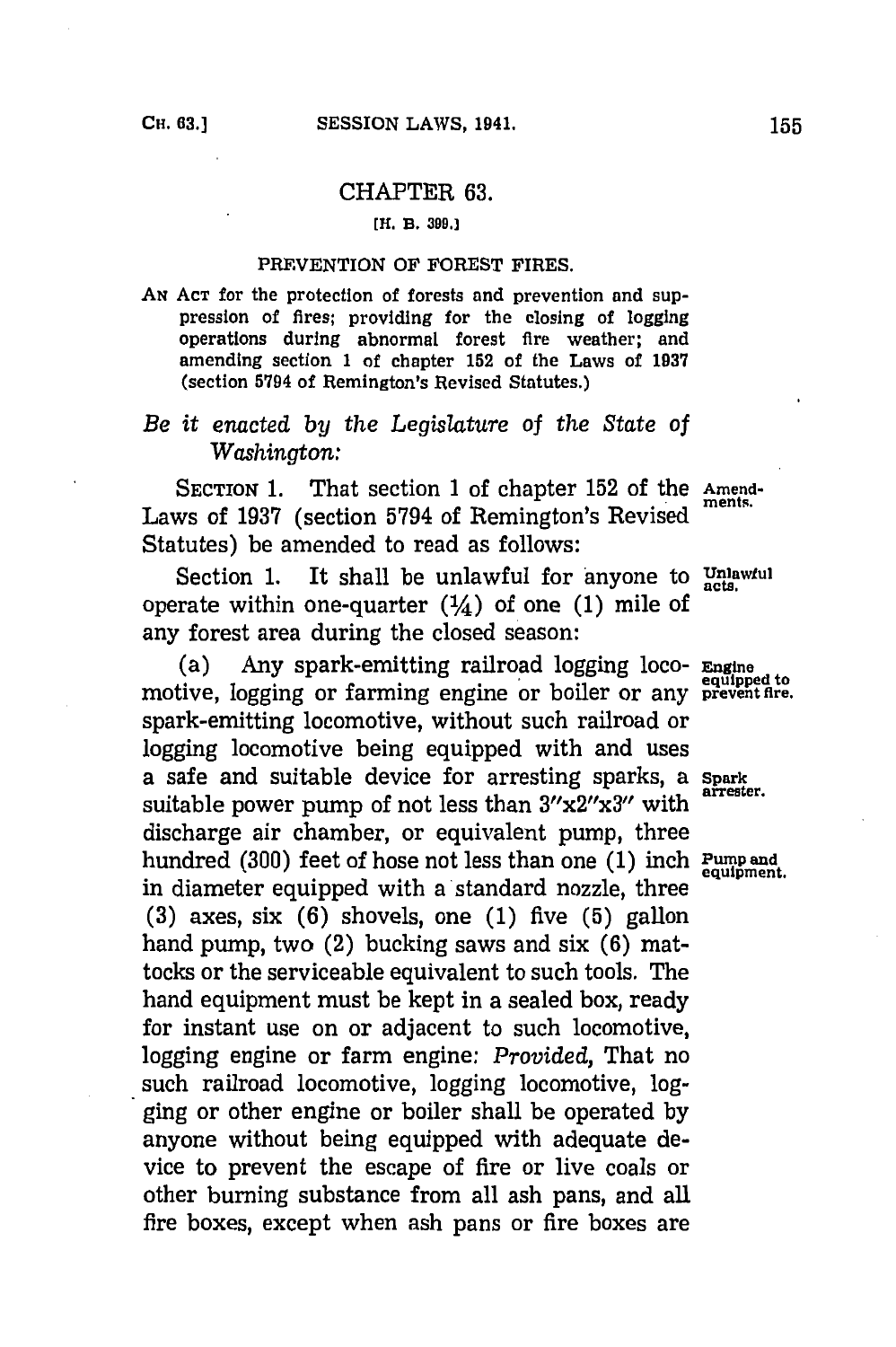# CHAPTER 63.

[H. B. 399.]

## PREVENTION OF FOREST FIRES.

AN ACT for the protection of forests and prevention and suppression of fires; providing for the closing of logging operations during abnormal forest fire weather; and amending section 1 of chapter 152 of the Laws of 1937 (section 5794 of Remington's Revised Statutes.)

*Be it enacted by the Legislature of the State of Washington:*

SECTION 1. That section 1 of chapter 152 of the Laws of 1937 (section 5794 of Remington's Revised Statutes) be amended to read as follows:

Amendments.

Section 1. It shall be unlawful for anyone to operate within one-quarter (¼) of one (1) mile of any forest area during the closed season:

Unlawful acts.

(a) Any spark-emitting railroad logging locomotive, logging or farming engine or boiler or any spark-emitting locomotive, without such railroad or logging locomotive being equipped with and uses a safe and suitable device for arresting sparks, a suitable power pump of not less than 3"x2"x3" with discharge air chamber, or equivalent pump, three hundred (300) feet of hose not less than one (1) inch in diameter equipped with a standard nozzle, three (3) axes, six (6) shovels, one (1) five (5) gallon hand pump, two (2) bucking saws and six (6) mattocks or the serviceable equivalent to such tools. The hand equipment must be kept in a sealed box, ready for instant use on or adjacent to such locomotive, logging engine or farm engine: *Provided,* That no such railroad locomotive, logging locomotive, logging or other engine or boiler shall be operated by anyone without being equipped with adequate device to prevent the escape of fire or live coals or other burning substance from all ash pans, and all fire boxes, except when ash pans or fire boxes are

Engine equipped to prevent fire.

Spark arrester.

Pump and equipment.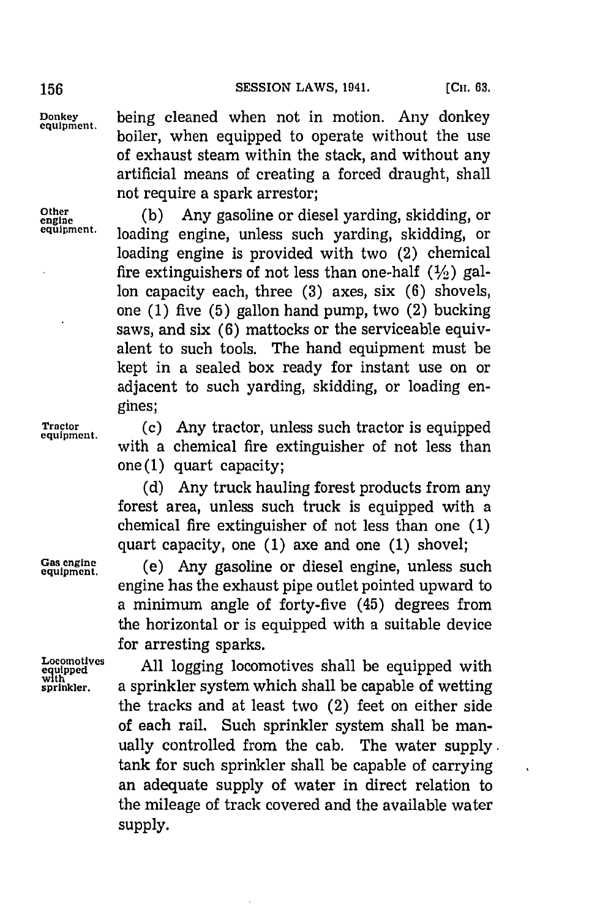being cleaned when not in motion. Any donkey boiler, when equipped to operate without the use of exhaust steam within the stack, and without any artificial means of creating a forced draught, shall not require a spark arrestor;

(b) Any gasoline or diesel yarding, skidding, or loading engine, unless such yarding, skidding, or loading engine is provided with two (2) chemical fire extinguishers of not less than one-half (½) gallon capacity each, three (3) axes, six (6) shovels, one (1) five (5) gallon hand pump, two (2) bucking saws, and six (6) mattocks or the serviceable equivalent to such tools. The hand equipment must be kept in a sealed box ready for instant use on or adjacent to such yarding, skidding, or loading engines;

(c) Any tractor, unless such tractor is equipped with a chemical fire extinguisher of not less than one(1) quart capacity;

(d) Any truck hauling forest products from any forest area, unless such truck is equipped with a chemical fire extinguisher of not less than one (1) quart capacity, one (1) axe and one (1) shovel;

(e) Any gasoline or diesel engine, unless such engine has the exhaust pipe outlet pointed upward to a minimum angle of forty-five (45) degrees from the horizontal or is equipped with a suitable device for arresting sparks.

All logging locomotives shall be equipped with a sprinkler system which shall be capable of wetting the tracks and at least two (2) feet on either side of each rail. Such sprinkler system shall be manually controlled from the cab. The water supply tank for such sprinkler shall be capable of carrying an adequate supply of water in direct relation to the mileage of track covered and the available water supply.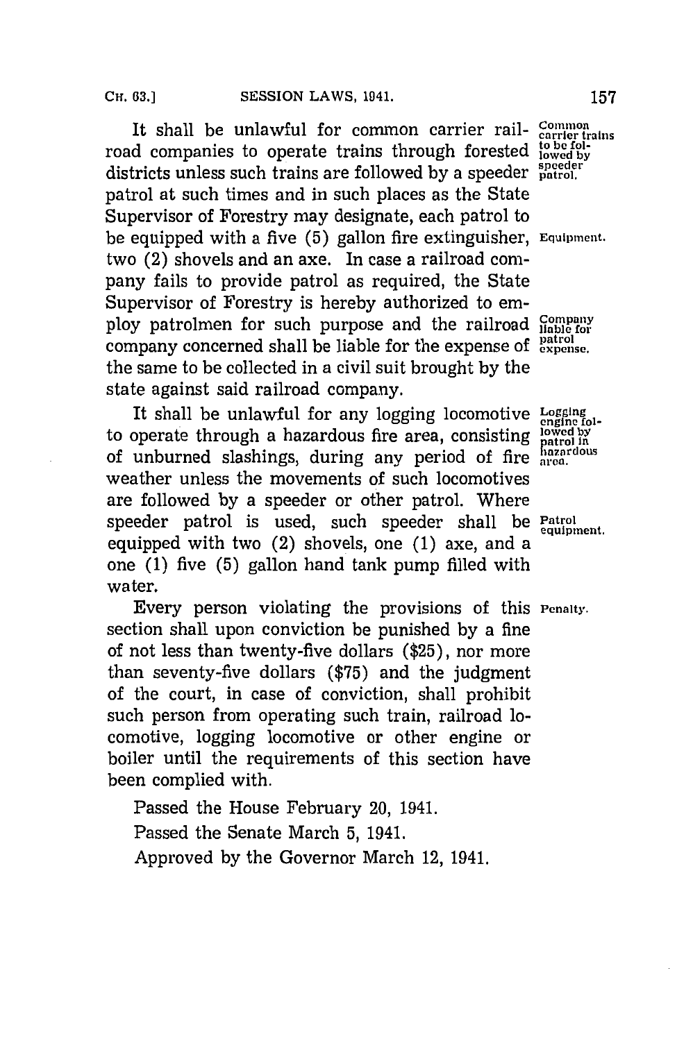It shall be unlawful for common carrier railroad companies to operate trains through forested districts unless such trains are followed by a speeder patrol at such times and in such places as the State Supervisor of Forestry may designate, each patrol to be equipped with a five (5) gallon fire extinguisher, two (2) shovels and an axe. In case a railroad company fails to provide patrol as required, the State Supervisor of Forestry is hereby authorized to employ patrolmen for such purpose and the railroad company concerned shall be liable for the expense of the same to be collected in a civil suit brought by the state against said railroad company.

*Common carrier trains to be followed by speeder patrol.*

*Equipment.*

*Company liable for patrol expense.*

It shall be unlawful for any logging locomotive to operate through a hazardous fire area, consisting of unburned slashings, during any period of fire weather unless the movements of such locomotives are followed by a speeder or other patrol. Where speeder patrol is used, such speeder shall be equipped with two (2) shovels, one (1) axe, and a one (1) five (5) gallon hand tank pump filled with water.

*Logging engine followed by patrol in hazardous area.*

*Patrol equipment.*

Every person violating the provisions of this section shall upon conviction be punished by a fine of not less than twenty-five dollars ($25), nor more than seventy-five dollars ($75) and the judgment of the court, in case of conviction, shall prohibit such person from operating such train, railroad locomotive, logging locomotive or other engine or boiler until the requirements of this section have been complied with.

*Penalty.*

Passed the House February 20, 1941.

Passed the Senate March 5, 1941.

Approved by the Governor March 12, 1941.